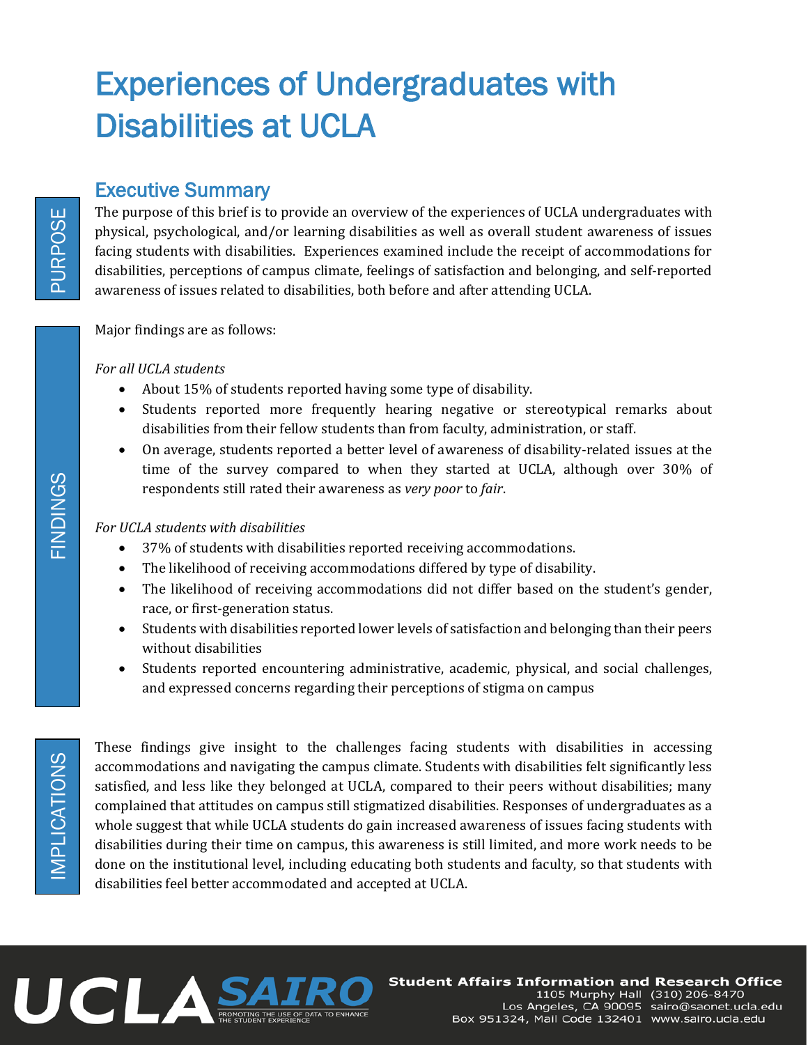# Experiences of Undergraduates with Disabilities at UCLA

## Executive Summary

PURPOSE

The purpose of this brief is to provide an overview of the experiences of UCLA undergraduates with physical, psychological, and/or learning disabilities as well as overall student awareness of issues facing students with disabilities. Experiences examined include the receipt of accommodations for disabilities, perceptions of campus climate, feelings of satisfaction and belonging, and self-reported awareness of issues related to disabilities, both before and after attending UCLA.

FINDINGS

Major findings are as follows:

*For all UCLA students*

- About 15% of students reported having some type of disability.
- Students reported more frequently hearing negative or stereotypical remarks about disabilities from their fellow students than from faculty, administration, or staff.
- On average, students reported a better level of awareness of disability-related issues at the time of the survey compared to when they started at UCLA, although over 30% of respondents still rated their awareness as *very poor* to *fair*.

*For UCLA students with disabilities*

- 37% of students with disabilities reported receiving accommodations.
- The likelihood of receiving accommodations differed by type of disability.
- The likelihood of receiving accommodations did not differ based on the student's gender, race, or first-generation status.
- Students with disabilities reported lower levels of satisfaction and belonging than their peers without disabilities
- Students reported encountering administrative, academic, physical, and social challenges, and expressed concerns regarding their perceptions of stigma on campus

IMPLICATIONS

These findings give insight to the challenges facing students with disabilities in accessing accommodations and navigating the campus climate. Students with disabilities felt significantly less satisfied, and less like they belonged at UCLA, compared to their peers without disabilities; many complained that attitudes on campus still stigmatized disabilities. Responses of undergraduates as a whole suggest that while UCLA students do gain increased awareness of issues facing students with disabilities during their time on campus, this awareness is still limited, and more work needs to be done on the institutional level, including educating both students and faculty, so that students with disabilities feel better accommodated and accepted at UCLA.

UCLA SAIRO – PROMOTING THE USE OF DATA TO ENHANCE THE STUDENT EXPERIENCE

**Student Affairs Information and Research Office**
1105 Murphy Hall (310) 206-8470
Los Angeles, CA 90095 sairo@saonet.ucla.edu
Box 951324, Mail Code 132401 www.sairo.ucla.edu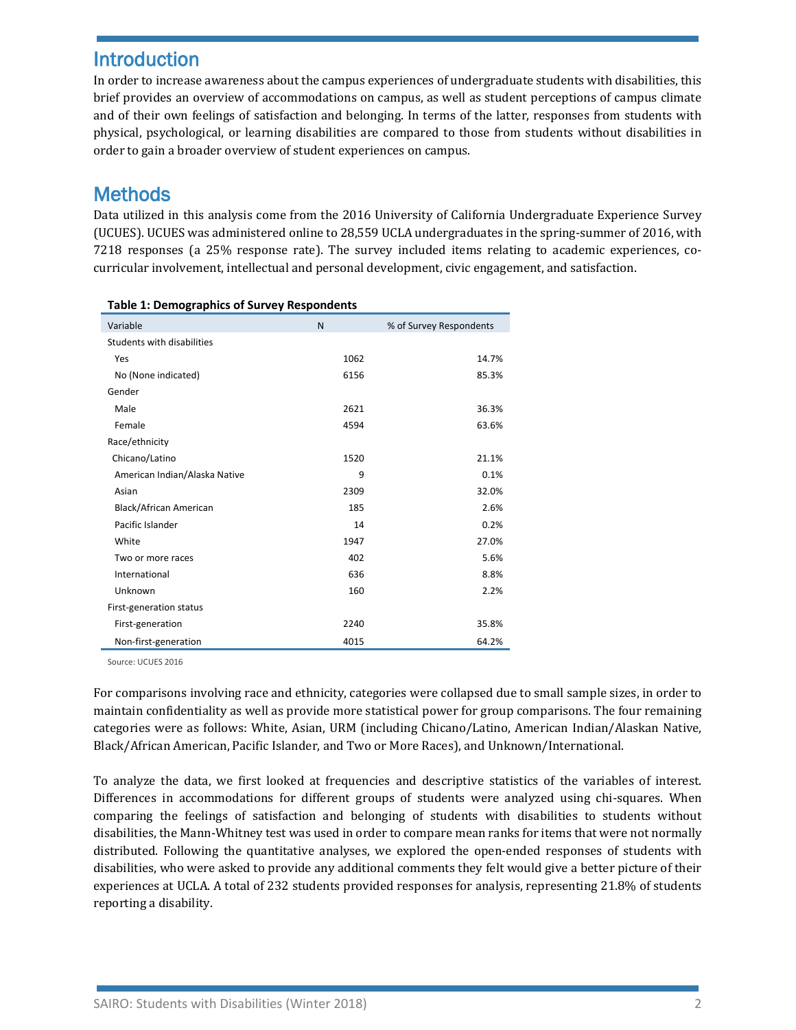## Introduction

In order to increase awareness about the campus experiences of undergraduate students with disabilities, this brief provides an overview of accommodations on campus, as well as student perceptions of campus climate and of their own feelings of satisfaction and belonging. In terms of the latter, responses from students with physical, psychological, or learning disabilities are compared to those from students without disabilities in order to gain a broader overview of student experiences on campus.

## Methods

Data utilized in this analysis come from the 2016 University of California Undergraduate Experience Survey (UCUES). UCUES was administered online to 28,559 UCLA undergraduates in the spring-summer of 2016, with 7218 responses (a 25% response rate). The survey included items relating to academic experiences, co-curricular involvement, intellectual and personal development, civic engagement, and satisfaction.

**Table 1: Demographics of Survey Respondents**

| Variable | N | % of Survey Respondents |
|---|---|---|
| Students with disabilities | | |
| Yes | 1062 | 14.7% |
| No (None indicated) | 6156 | 85.3% |
| Gender | | |
| Male | 2621 | 36.3% |
| Female | 4594 | 63.6% |
| Race/ethnicity | | |
| Chicano/Latino | 1520 | 21.1% |
| American Indian/Alaska Native | 9 | 0.1% |
| Asian | 2309 | 32.0% |
| Black/African American | 185 | 2.6% |
| Pacific Islander | 14 | 0.2% |
| White | 1947 | 27.0% |
| Two or more races | 402 | 5.6% |
| International | 636 | 8.8% |
| Unknown | 160 | 2.2% |
| First-generation status | | |
| First-generation | 2240 | 35.8% |
| Non-first-generation | 4015 | 64.2% |

Source: UCUES 2016

For comparisons involving race and ethnicity, categories were collapsed due to small sample sizes, in order to maintain confidentiality as well as provide more statistical power for group comparisons. The four remaining categories were as follows: White, Asian, URM (including Chicano/Latino, American Indian/Alaskan Native, Black/African American, Pacific Islander, and Two or More Races), and Unknown/International.

To analyze the data, we first looked at frequencies and descriptive statistics of the variables of interest. Differences in accommodations for different groups of students were analyzed using chi-squares. When comparing the feelings of satisfaction and belonging of students with disabilities to students without disabilities, the Mann-Whitney test was used in order to compare mean ranks for items that were not normally distributed. Following the quantitative analyses, we explored the open-ended responses of students with disabilities, who were asked to provide any additional comments they felt would give a better picture of their experiences at UCLA. A total of 232 students provided responses for analysis, representing 21.8% of students reporting a disability.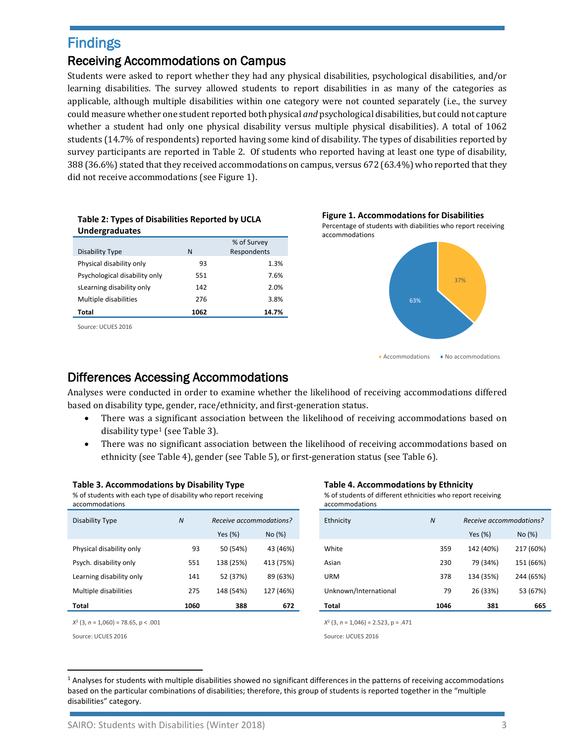# Findings

## Receiving Accommodations on Campus

Students were asked to report whether they had any physical disabilities, psychological disabilities, and/or learning disabilities. The survey allowed students to report disabilities in as many of the categories as applicable, although multiple disabilities within one category were not counted separately (i.e., the survey could measure whether one student reported both physical *and* psychological disabilities, but could not capture whether a student had only one physical disability versus multiple physical disabilities). A total of 1062 students (14.7% of respondents) reported having some kind of disability. The types of disabilities reported by survey participants are reported in Table 2. Of students who reported having at least one type of disability, 388 (36.6%) stated that they received accommodations on campus, versus 672 (63.4%) who reported that they did not receive accommodations (see Figure 1).

**Table 2: Types of Disabilities Reported by UCLA Undergraduates**

| Disability Type | N | % of Survey Respondents |
|---|---|---|
| Physical disability only | 93 | 1.3% |
| Psychological disability only | 551 | 7.6% |
| sLearning disability only | 142 | 2.0% |
| Multiple disabilities | 276 | 3.8% |
| **Total** | **1062** | **14.7%** |

Source: UCUES 2016

**Figure 1. Accommodations for Disabilities**

Percentage of students with diabilities who report receiving accommodations

| | % |
|---|---|
| Accommodations | 37% |
| No accommodations | 63% |

## Differences Accessing Accommodations

Analyses were conducted in order to examine whether the likelihood of receiving accommodations differed based on disability type, gender, race/ethnicity, and first-generation status.

- There was a significant association between the likelihood of receiving accommodations based on disability type[1] (see Table 3).
- There was no significant association between the likelihood of receiving accommodations based on ethnicity (see Table 4), gender (see Table 5), or first-generation status (see Table 6).

**Table 3. Accommodations by Disability Type**

% of students with each type of disability who report receiving accommodations

| Disability Type | *N* | *Receive accommodations?* | |
|---|---|---|---|
| | | Yes (%) | No (%) |
| Physical disability only | 93 | 50 (54%) | 43 (46%) |
| Psych. disability only | 551 | 138 (25%) | 413 (75%) |
| Learning disability only | 141 | 52 (37%) | 89 (63%) |
| Multiple disabilities | 275 | 148 (54%) | 127 (46%) |
| **Total** | **1060** | **388** | **672** |

$X^2$ (3, *n* = 1,060) = 78.65, p < .001

Source: UCUES 2016

**Table 4. Accommodations by Ethnicity**

% of students of different ethnicities who report receiving accommodations

| Ethnicity | *N* | *Receive accommodations?* | |
|---|---|---|---|
| | | Yes (%) | No (%) |
| White | 359 | 142 (40%) | 217 (60%) |
| Asian | 230 | 79 (34%) | 151 (66%) |
| URM | 378 | 134 (35%) | 244 (65%) |
| Unknown/International | 79 | 26 (33%) | 53 (67%) |
| **Total** | **1046** | **381** | **665** |

$X^2$ (3, *n* = 1,046) = 2.523, p = .471

Source: UCUES 2016

[1] Analyses for students with multiple disabilities showed no significant differences in the patterns of receiving accommodations based on the particular combinations of disabilities; therefore, this group of students is reported together in the "multiple disabilities" category.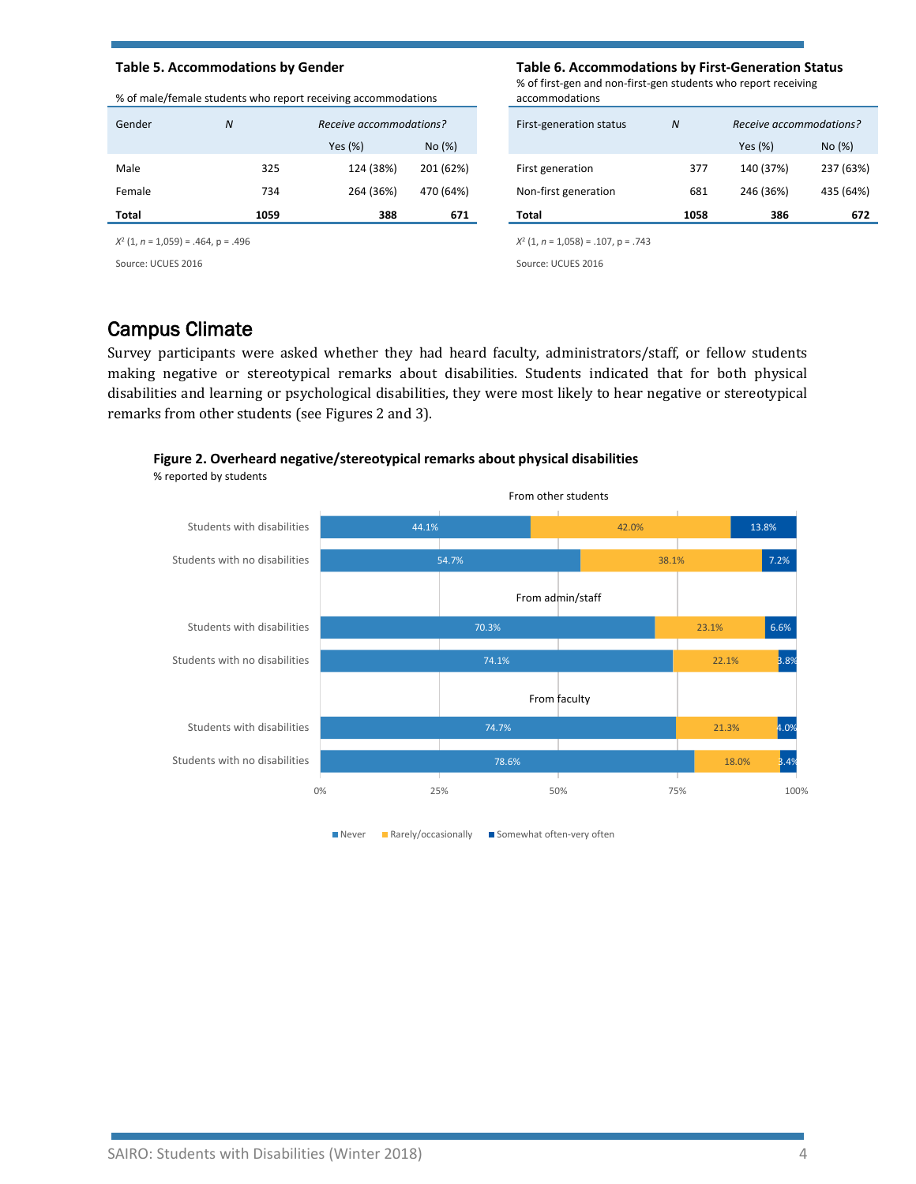**Table 5. Accommodations by Gender**

% of male/female students who report receiving accommodations

| Gender | *N* | *Receive accommodations?* | |
|---|---|---|---|
| | | Yes (%) | No (%) |
| Male | 325 | 124 (38%) | 201 (62%) |
| Female | 734 | 264 (36%) | 470 (64%) |
| **Total** | **1059** | **388** | **671** |

$X^2$ (1, *n* = 1,059) = .464, p = .496

Source: UCUES 2016

**Table 6. Accommodations by First-Generation Status**

% of first-gen and non-first-gen students who report receiving accommodations

| First-generation status | *N* | *Receive accommodations?* | |
|---|---|---|---|
| | | Yes (%) | No (%) |
| First generation | 377 | 140 (37%) | 237 (63%) |
| Non-first generation | 681 | 246 (36%) | 435 (64%) |
| **Total** | **1058** | **386** | **672** |

$X^2$ (1, *n* = 1,058) = .107, p = .743

Source: UCUES 2016

## Campus Climate

Survey participants were asked whether they had heard faculty, administrators/staff, or fellow students making negative or stereotypical remarks about disabilities. Students indicated that for both physical disabilities and learning or psychological disabilities, they were most likely to hear negative or stereotypical remarks from other students (see Figures 2 and 3).

**Figure 2. Overheard negative/stereotypical remarks about physical disabilities**

% reported by students

| | Never | Rarely/occasionally | Somewhat often-very often |
|---|---|---|---|
| **From other students** | | | |
| Students with disabilities | 44.1% | 42.0% | 13.8% |
| Students with no disabilities | 54.7% | 38.1% | 7.2% |
| **From admin/staff** | | | |
| Students with disabilities | 70.3% | 23.1% | 6.6% |
| Students with no disabilities | 74.1% | 22.1% | 3.8% |
| **From faculty** | | | |
| Students with disabilities | 74.7% | 21.3% | 4.0% |
| Students with no disabilities | 78.6% | 18.0% | 3.4% |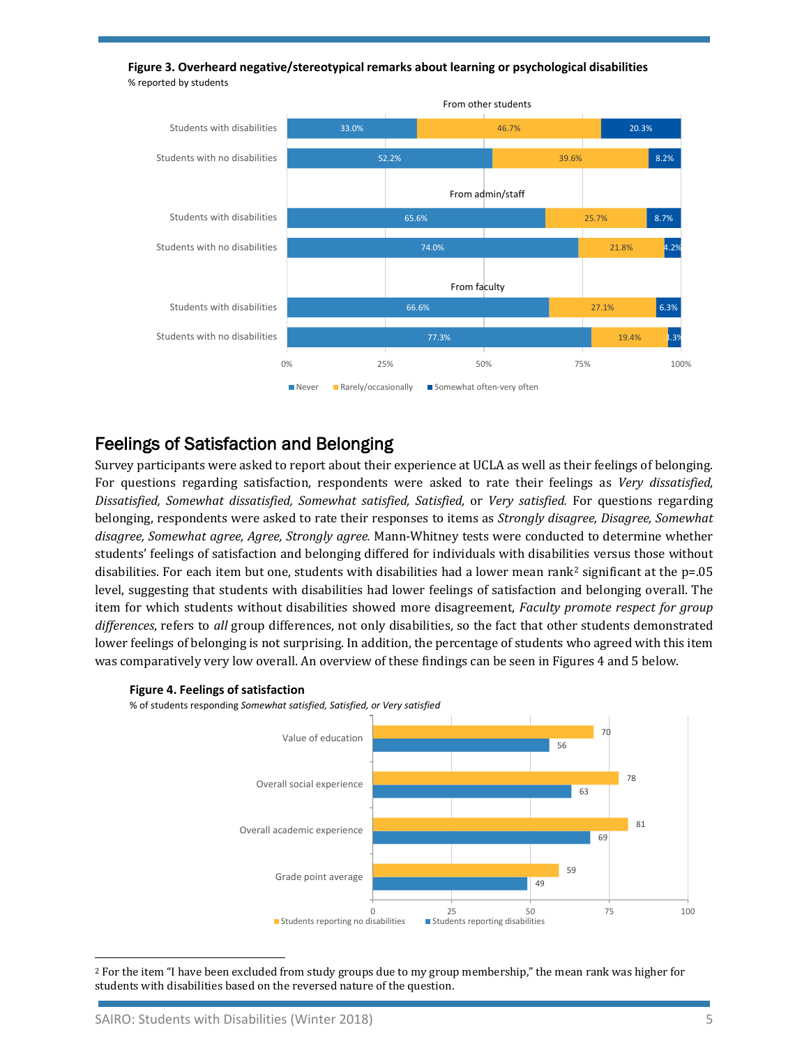**Figure 3. Overheard negative/stereotypical remarks about learning or psychological disabilities**
% reported by students

| | Never | Rarely/occasionally | Somewhat often-very often |
|---|---|---|---|
| **From other students** | | | |
| Students with disabilities | 33.0% | 46.7% | 20.3% |
| Students with no disabilities | 52.2% | 39.6% | 8.2% |
| **From admin/staff** | | | |
| Students with disabilities | 65.6% | 25.7% | 8.7% |
| Students with no disabilities | 74.0% | 21.8% | 4.2% |
| **From faculty** | | | |
| Students with disabilities | 66.6% | 27.1% | 6.3% |
| Students with no disabilities | 77.3% | 19.4% | 3.3% |

## Feelings of Satisfaction and Belonging

Survey participants were asked to report about their experience at UCLA as well as their feelings of belonging. For questions regarding satisfaction, respondents were asked to rate their feelings as *Very dissatisfied, Dissatisfied, Somewhat dissatisfied, Somewhat satisfied, Satisfied,* or *Very satisfied.* For questions regarding belonging, respondents were asked to rate their responses to items as *Strongly disagree, Disagree, Somewhat disagree, Somewhat agree, Agree, Strongly agree.* Mann-Whitney tests were conducted to determine whether students' feelings of satisfaction and belonging differed for individuals with disabilities versus those without disabilities. For each item but one, students with disabilities had a lower mean rank[2] significant at the p=.05 level, suggesting that students with disabilities had lower feelings of satisfaction and belonging overall. The item for which students without disabilities showed more disagreement, *Faculty promote respect for group differences*, refers to *all* group differences, not only disabilities, so the fact that other students demonstrated lower feelings of belonging is not surprising. In addition, the percentage of students who agreed with this item was comparatively very low overall. An overview of these findings can be seen in Figures 4 and 5 below.

**Figure 4. Feelings of satisfaction**
% of students responding *Somewhat satisfied, Satisfied, or Very satisfied*

| | Students reporting no disabilities | Students reporting disabilities |
|---|---|---|
| Value of education | 70 | 56 |
| Overall social experience | 78 | 63 |
| Overall academic experience | 81 | 69 |
| Grade point average | 59 | 49 |

[2] For the item "I have been excluded from study groups due to my group membership," the mean rank was higher for students with disabilities based on the reversed nature of the question.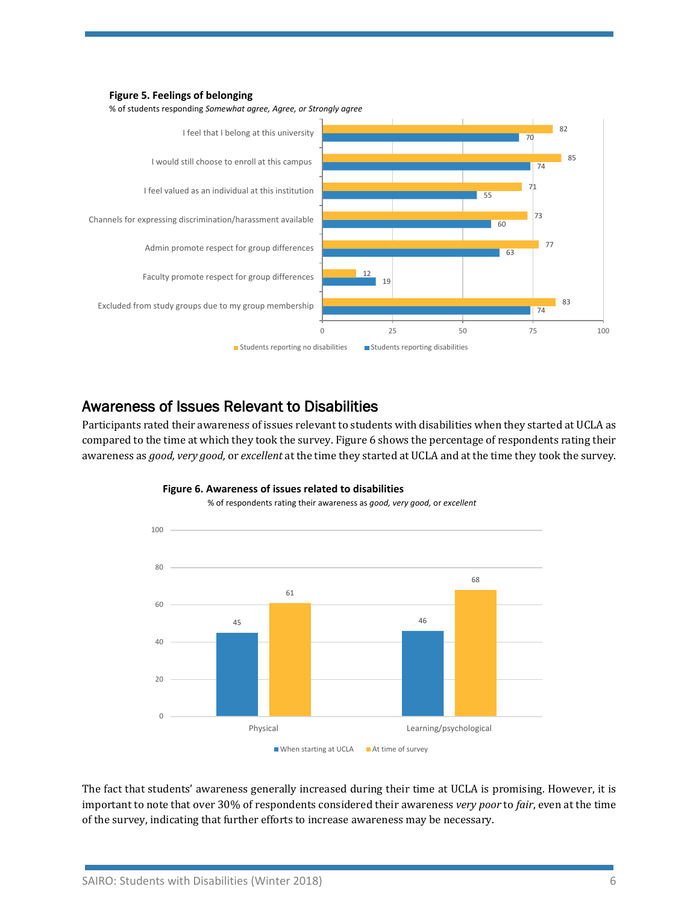**Figure 5. Feelings of belonging**

% of students responding *Somewhat agree, Agree, or Strongly agree*

| | Students reporting no disabilities | Students reporting disabilities |
|---|---|---|
| I feel that I belong at this university | 82 | 70 |
| I would still choose to enroll at this campus | 85 | 74 |
| I feel valued as an individual at this institution | 71 | 55 |
| Channels for expressing discrimination/harassment available | 73 | 60 |
| Admin promote respect for group differences | 77 | 63 |
| Faculty promote respect for group differences | 12 | 19 |
| Excluded from study groups due to my group membership | 83 | 74 |

## Awareness of Issues Relevant to Disabilities

Participants rated their awareness of issues relevant to students with disabilities when they started at UCLA as compared to the time at which they took the survey. Figure 6 shows the percentage of respondents rating their awareness as *good, very good,* or *excellent* at the time they started at UCLA and at the time they took the survey.

**Figure 6. Awareness of issues related to disabilities**

% of respondents rating their awareness as *good, very good,* or *excellent*

| | When starting at UCLA | At time of survey |
|---|---|---|
| Physical | 45 | 61 |
| Learning/psychological | 46 | 68 |

The fact that students' awareness generally increased during their time at UCLA is promising. However, it is important to note that over 30% of respondents considered their awareness *very poor* to *fair*, even at the time of the survey, indicating that further efforts to increase awareness may be necessary.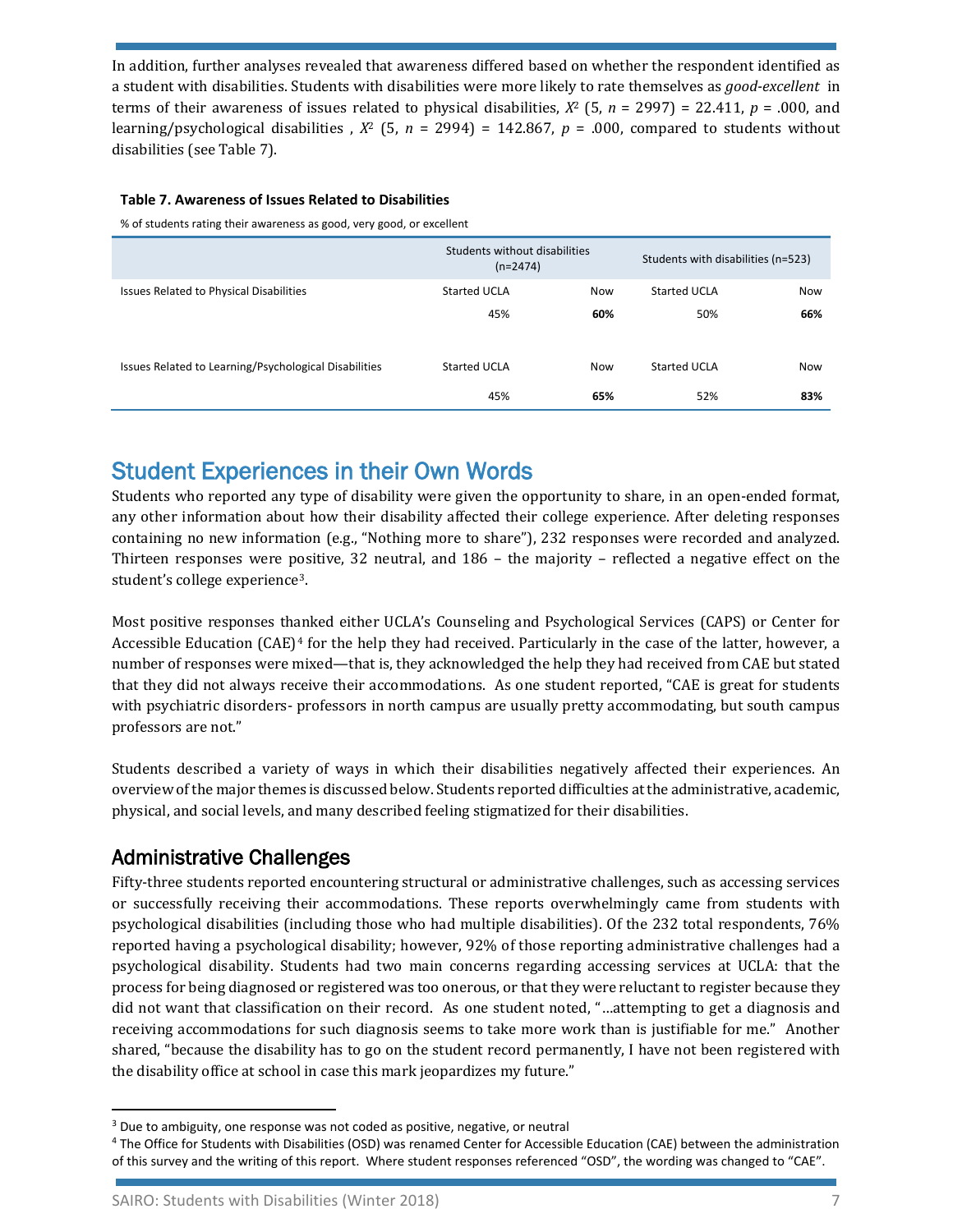In addition, further analyses revealed that awareness differed based on whether the respondent identified as a student with disabilities. Students with disabilities were more likely to rate themselves as *good-excellent* in terms of their awareness of issues related to physical disabilities, $X^2$ (5, $n$ = 2997) = 22.411, $p$ = .000, and learning/psychological disabilities , $X^2$ (5, $n$ = 2994) = 142.867, $p$ = .000, compared to students without disabilities (see Table 7).

**Table 7. Awareness of Issues Related to Disabilities**

% of students rating their awareness as good, very good, or excellent

| | Students without disabilities (n=2474) | | Students with disabilities (n=523) | |
|---|---|---|---|---|
| Issues Related to Physical Disabilities | Started UCLA | Now | Started UCLA | Now |
| | 45% | **60%** | 50% | **66%** |
| Issues Related to Learning/Psychological Disabilities | Started UCLA | Now | Started UCLA | Now |
| | 45% | **65%** | 52% | **83%** |

# Student Experiences in their Own Words

Students who reported any type of disability were given the opportunity to share, in an open-ended format, any other information about how their disability affected their college experience. After deleting responses containing no new information (e.g., "Nothing more to share"), 232 responses were recorded and analyzed. Thirteen responses were positive, 32 neutral, and 186 – the majority – reflected a negative effect on the student's college experience[3].

Most positive responses thanked either UCLA's Counseling and Psychological Services (CAPS) or Center for Accessible Education (CAE)[4] for the help they had received. Particularly in the case of the latter, however, a number of responses were mixed—that is, they acknowledged the help they had received from CAE but stated that they did not always receive their accommodations. As one student reported, "CAE is great for students with psychiatric disorders- professors in north campus are usually pretty accommodating, but south campus professors are not."

Students described a variety of ways in which their disabilities negatively affected their experiences. An overview of the major themes is discussed below. Students reported difficulties at the administrative, academic, physical, and social levels, and many described feeling stigmatized for their disabilities.

## Administrative Challenges

Fifty-three students reported encountering structural or administrative challenges, such as accessing services or successfully receiving their accommodations. These reports overwhelmingly came from students with psychological disabilities (including those who had multiple disabilities). Of the 232 total respondents, 76% reported having a psychological disability; however, 92% of those reporting administrative challenges had a psychological disability. Students had two main concerns regarding accessing services at UCLA: that the process for being diagnosed or registered was too onerous, or that they were reluctant to register because they did not want that classification on their record. As one student noted, "…attempting to get a diagnosis and receiving accommodations for such diagnosis seems to take more work than is justifiable for me." Another shared, "because the disability has to go on the student record permanently, I have not been registered with the disability office at school in case this mark jeopardizes my future."

---

[3] Due to ambiguity, one response was not coded as positive, negative, or neutral

[4] The Office for Students with Disabilities (OSD) was renamed Center for Accessible Education (CAE) between the administration of this survey and the writing of this report. Where student responses referenced "OSD", the wording was changed to "CAE".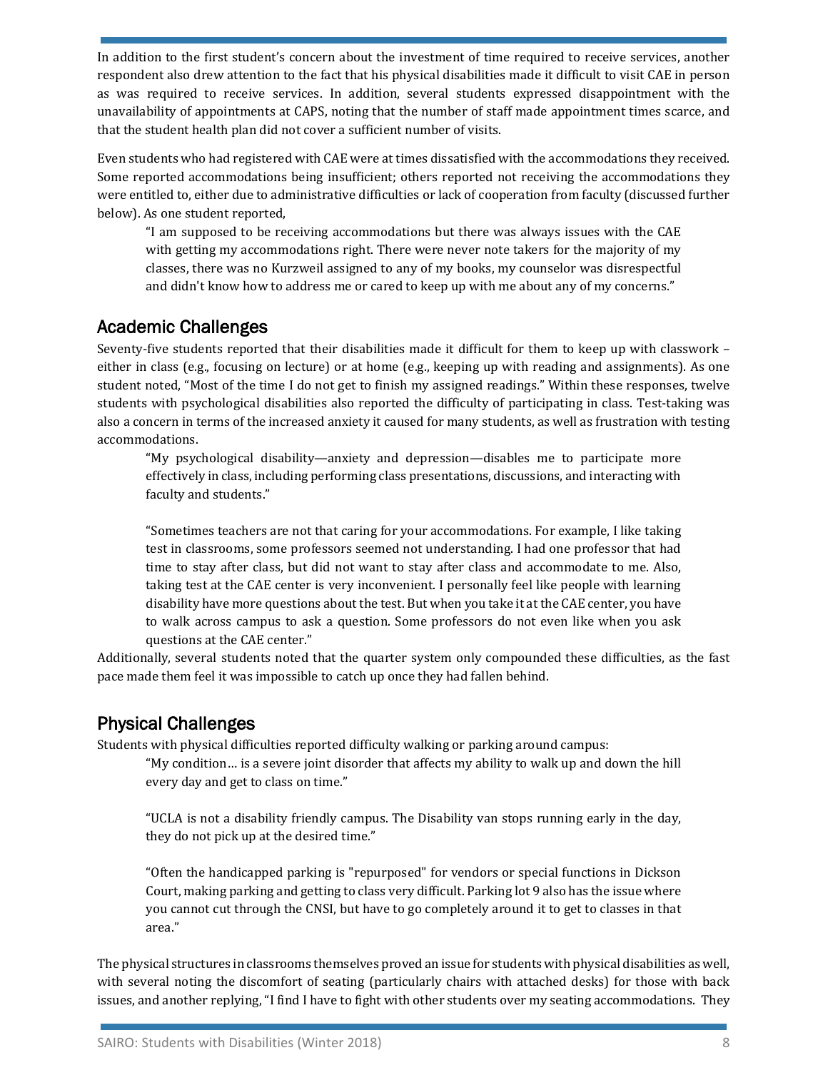In addition to the first student's concern about the investment of time required to receive services, another respondent also drew attention to the fact that his physical disabilities made it difficult to visit CAE in person as was required to receive services. In addition, several students expressed disappointment with the unavailability of appointments at CAPS, noting that the number of staff made appointment times scarce, and that the student health plan did not cover a sufficient number of visits.

Even students who had registered with CAE were at times dissatisfied with the accommodations they received. Some reported accommodations being insufficient; others reported not receiving the accommodations they were entitled to, either due to administrative difficulties or lack of cooperation from faculty (discussed further below). As one student reported,

> "I am supposed to be receiving accommodations but there was always issues with the CAE with getting my accommodations right. There were never note takers for the majority of my classes, there was no Kurzweil assigned to any of my books, my counselor was disrespectful and didn't know how to address me or cared to keep up with me about any of my concerns."

## Academic Challenges

Seventy-five students reported that their disabilities made it difficult for them to keep up with classwork – either in class (e.g., focusing on lecture) or at home (e.g., keeping up with reading and assignments). As one student noted, "Most of the time I do not get to finish my assigned readings." Within these responses, twelve students with psychological disabilities also reported the difficulty of participating in class. Test-taking was also a concern in terms of the increased anxiety it caused for many students, as well as frustration with testing accommodations.

> "My psychological disability—anxiety and depression—disables me to participate more effectively in class, including performing class presentations, discussions, and interacting with faculty and students."

> "Sometimes teachers are not that caring for your accommodations. For example, I like taking test in classrooms, some professors seemed not understanding. I had one professor that had time to stay after class, but did not want to stay after class and accommodate to me. Also, taking test at the CAE center is very inconvenient. I personally feel like people with learning disability have more questions about the test. But when you take it at the CAE center, you have to walk across campus to ask a question. Some professors do not even like when you ask questions at the CAE center."

Additionally, several students noted that the quarter system only compounded these difficulties, as the fast pace made them feel it was impossible to catch up once they had fallen behind.

## Physical Challenges

Students with physical difficulties reported difficulty walking or parking around campus:

> "My condition… is a severe joint disorder that affects my ability to walk up and down the hill every day and get to class on time."

> "UCLA is not a disability friendly campus. The Disability van stops running early in the day, they do not pick up at the desired time."

> "Often the handicapped parking is "repurposed" for vendors or special functions in Dickson Court, making parking and getting to class very difficult. Parking lot 9 also has the issue where you cannot cut through the CNSI, but have to go completely around it to get to classes in that area."

The physical structures in classrooms themselves proved an issue for students with physical disabilities as well, with several noting the discomfort of seating (particularly chairs with attached desks) for those with back issues, and another replying, "I find I have to fight with other students over my seating accommodations. They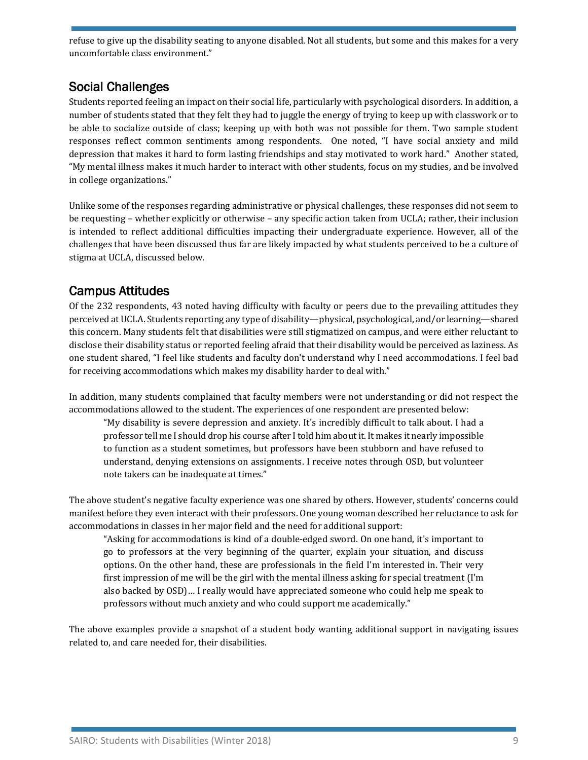refuse to give up the disability seating to anyone disabled. Not all students, but some and this makes for a very uncomfortable class environment."

## Social Challenges

Students reported feeling an impact on their social life, particularly with psychological disorders. In addition, a number of students stated that they felt they had to juggle the energy of trying to keep up with classwork or to be able to socialize outside of class; keeping up with both was not possible for them. Two sample student responses reflect common sentiments among respondents. One noted, "I have social anxiety and mild depression that makes it hard to form lasting friendships and stay motivated to work hard." Another stated, "My mental illness makes it much harder to interact with other students, focus on my studies, and be involved in college organizations."

Unlike some of the responses regarding administrative or physical challenges, these responses did not seem to be requesting – whether explicitly or otherwise – any specific action taken from UCLA; rather, their inclusion is intended to reflect additional difficulties impacting their undergraduate experience. However, all of the challenges that have been discussed thus far are likely impacted by what students perceived to be a culture of stigma at UCLA, discussed below.

## Campus Attitudes

Of the 232 respondents, 43 noted having difficulty with faculty or peers due to the prevailing attitudes they perceived at UCLA. Students reporting any type of disability—physical, psychological, and/or learning—shared this concern. Many students felt that disabilities were still stigmatized on campus, and were either reluctant to disclose their disability status or reported feeling afraid that their disability would be perceived as laziness. As one student shared, "I feel like students and faculty don't understand why I need accommodations. I feel bad for receiving accommodations which makes my disability harder to deal with."

In addition, many students complained that faculty members were not understanding or did not respect the accommodations allowed to the student. The experiences of one respondent are presented below:

> "My disability is severe depression and anxiety. It's incredibly difficult to talk about. I had a professor tell me I should drop his course after I told him about it. It makes it nearly impossible to function as a student sometimes, but professors have been stubborn and have refused to understand, denying extensions on assignments. I receive notes through OSD, but volunteer note takers can be inadequate at times."

The above student's negative faculty experience was one shared by others. However, students' concerns could manifest before they even interact with their professors. One young woman described her reluctance to ask for accommodations in classes in her major field and the need for additional support:

> "Asking for accommodations is kind of a double-edged sword. On one hand, it's important to go to professors at the very beginning of the quarter, explain your situation, and discuss options. On the other hand, these are professionals in the field I'm interested in. Their very first impression of me will be the girl with the mental illness asking for special treatment (I'm also backed by OSD)… I really would have appreciated someone who could help me speak to professors without much anxiety and who could support me academically."

The above examples provide a snapshot of a student body wanting additional support in navigating issues related to, and care needed for, their disabilities.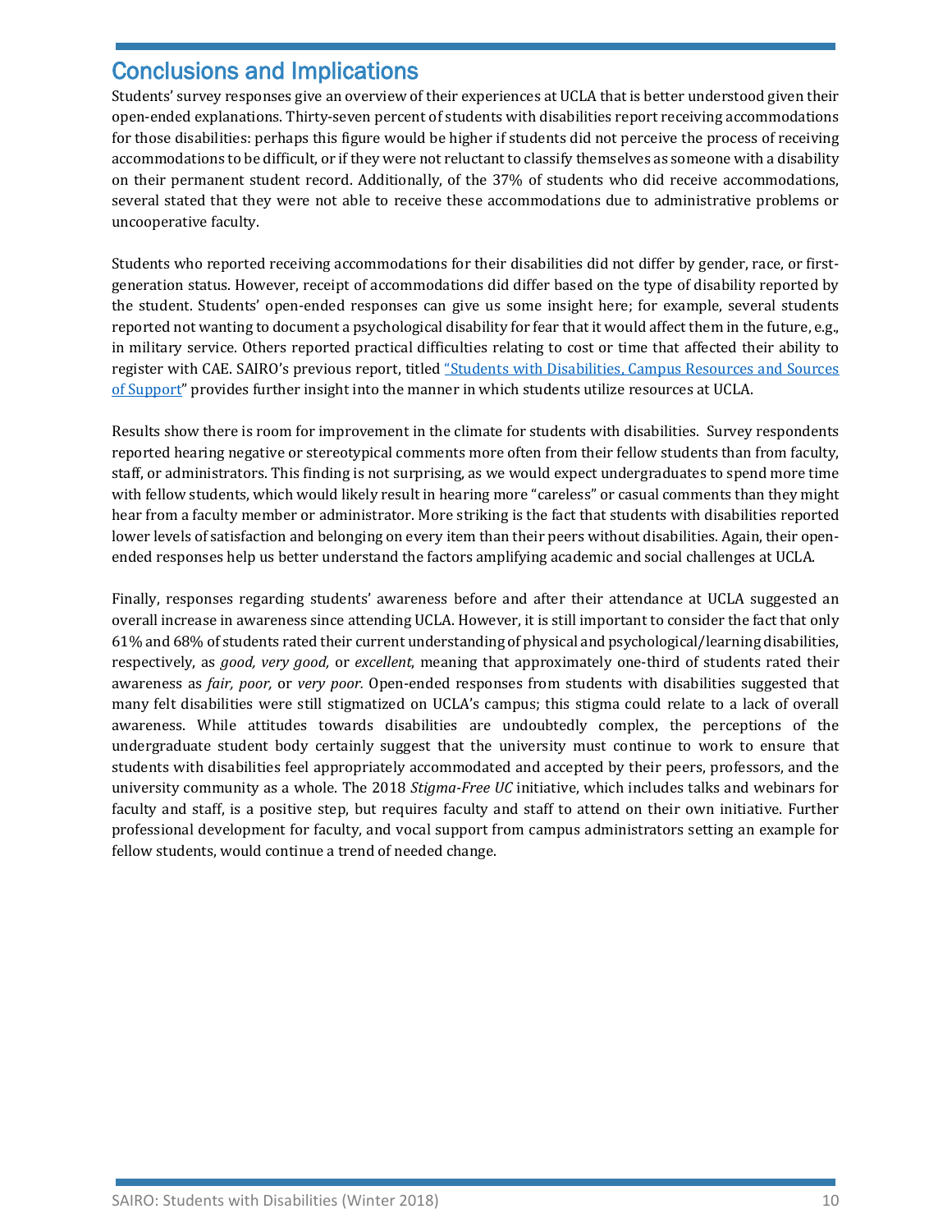## Conclusions and Implications

Students' survey responses give an overview of their experiences at UCLA that is better understood given their open-ended explanations. Thirty-seven percent of students with disabilities report receiving accommodations for those disabilities: perhaps this figure would be higher if students did not perceive the process of receiving accommodations to be difficult, or if they were not reluctant to classify themselves as someone with a disability on their permanent student record. Additionally, of the 37% of students who did receive accommodations, several stated that they were not able to receive these accommodations due to administrative problems or uncooperative faculty.

Students who reported receiving accommodations for their disabilities did not differ by gender, race, or first-generation status. However, receipt of accommodations did differ based on the type of disability reported by the student. Students' open-ended responses can give us some insight here; for example, several students reported not wanting to document a psychological disability for fear that it would affect them in the future, e.g., in military service. Others reported practical difficulties relating to cost or time that affected their ability to register with CAE. SAIRO's previous report, titled "Students with Disabilities, Campus Resources and Sources of Support" provides further insight into the manner in which students utilize resources at UCLA.

Results show there is room for improvement in the climate for students with disabilities. Survey respondents reported hearing negative or stereotypical comments more often from their fellow students than from faculty, staff, or administrators. This finding is not surprising, as we would expect undergraduates to spend more time with fellow students, which would likely result in hearing more "careless" or casual comments than they might hear from a faculty member or administrator. More striking is the fact that students with disabilities reported lower levels of satisfaction and belonging on every item than their peers without disabilities. Again, their open-ended responses help us better understand the factors amplifying academic and social challenges at UCLA.

Finally, responses regarding students' awareness before and after their attendance at UCLA suggested an overall increase in awareness since attending UCLA. However, it is still important to consider the fact that only 61% and 68% of students rated their current understanding of physical and psychological/learning disabilities, respectively, as *good, very good,* or *excellent*, meaning that approximately one-third of students rated their awareness as *fair, poor,* or *very poor.* Open-ended responses from students with disabilities suggested that many felt disabilities were still stigmatized on UCLA's campus; this stigma could relate to a lack of overall awareness. While attitudes towards disabilities are undoubtedly complex, the perceptions of the undergraduate student body certainly suggest that the university must continue to work to ensure that students with disabilities feel appropriately accommodated and accepted by their peers, professors, and the university community as a whole. The 2018 *Stigma-Free UC* initiative, which includes talks and webinars for faculty and staff, is a positive step, but requires faculty and staff to attend on their own initiative. Further professional development for faculty, and vocal support from campus administrators setting an example for fellow students, would continue a trend of needed change.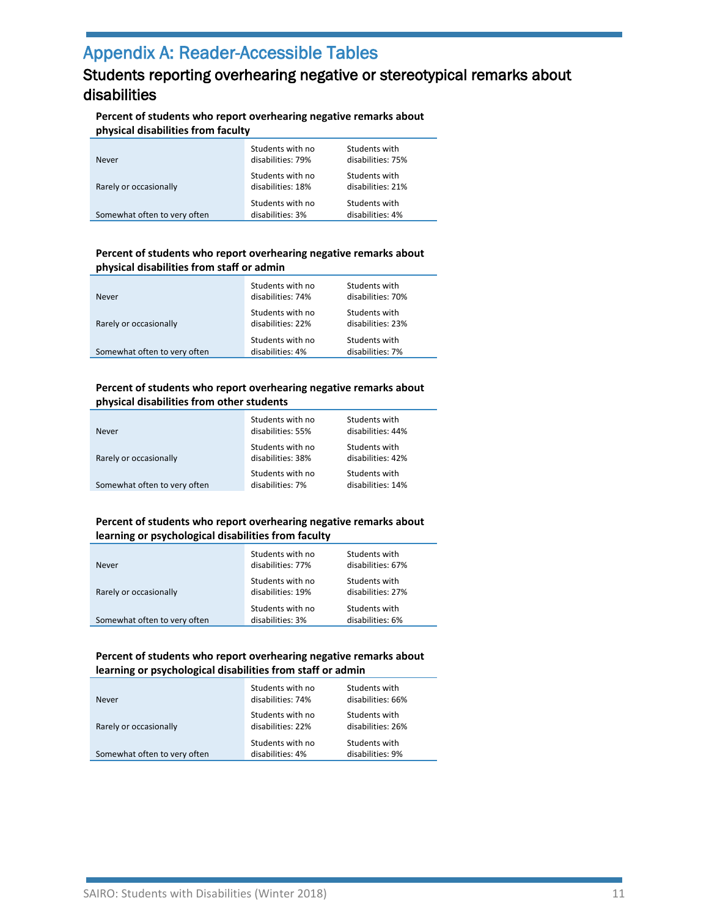# Appendix A: Reader-Accessible Tables

## Students reporting overhearing negative or stereotypical remarks about disabilities

**Percent of students who report overhearing negative remarks about physical disabilities from faculty**

| | | |
|---|---|---|
| Never | Students with no disabilities: 79% | Students with disabilities: 75% |
| Rarely or occasionally | Students with no disabilities: 18% | Students with disabilities: 21% |
| Somewhat often to very often | Students with no disabilities: 3% | Students with disabilities: 4% |

**Percent of students who report overhearing negative remarks about physical disabilities from staff or admin**

| | | |
|---|---|---|
| Never | Students with no disabilities: 74% | Students with disabilities: 70% |
| Rarely or occasionally | Students with no disabilities: 22% | Students with disabilities: 23% |
| Somewhat often to very often | Students with no disabilities: 4% | Students with disabilities: 7% |

**Percent of students who report overhearing negative remarks about physical disabilities from other students**

| | | |
|---|---|---|
| Never | Students with no disabilities: 55% | Students with disabilities: 44% |
| Rarely or occasionally | Students with no disabilities: 38% | Students with disabilities: 42% |
| Somewhat often to very often | Students with no disabilities: 7% | Students with disabilities: 14% |

**Percent of students who report overhearing negative remarks about learning or psychological disabilities from faculty**

| | | |
|---|---|---|
| Never | Students with no disabilities: 77% | Students with disabilities: 67% |
| Rarely or occasionally | Students with no disabilities: 19% | Students with disabilities: 27% |
| Somewhat often to very often | Students with no disabilities: 3% | Students with disabilities: 6% |

**Percent of students who report overhearing negative remarks about learning or psychological disabilities from staff or admin**

| | | |
|---|---|---|
| Never | Students with no disabilities: 74% | Students with disabilities: 66% |
| Rarely or occasionally | Students with no disabilities: 22% | Students with disabilities: 26% |
| Somewhat often to very often | Students with no disabilities: 4% | Students with disabilities: 9% |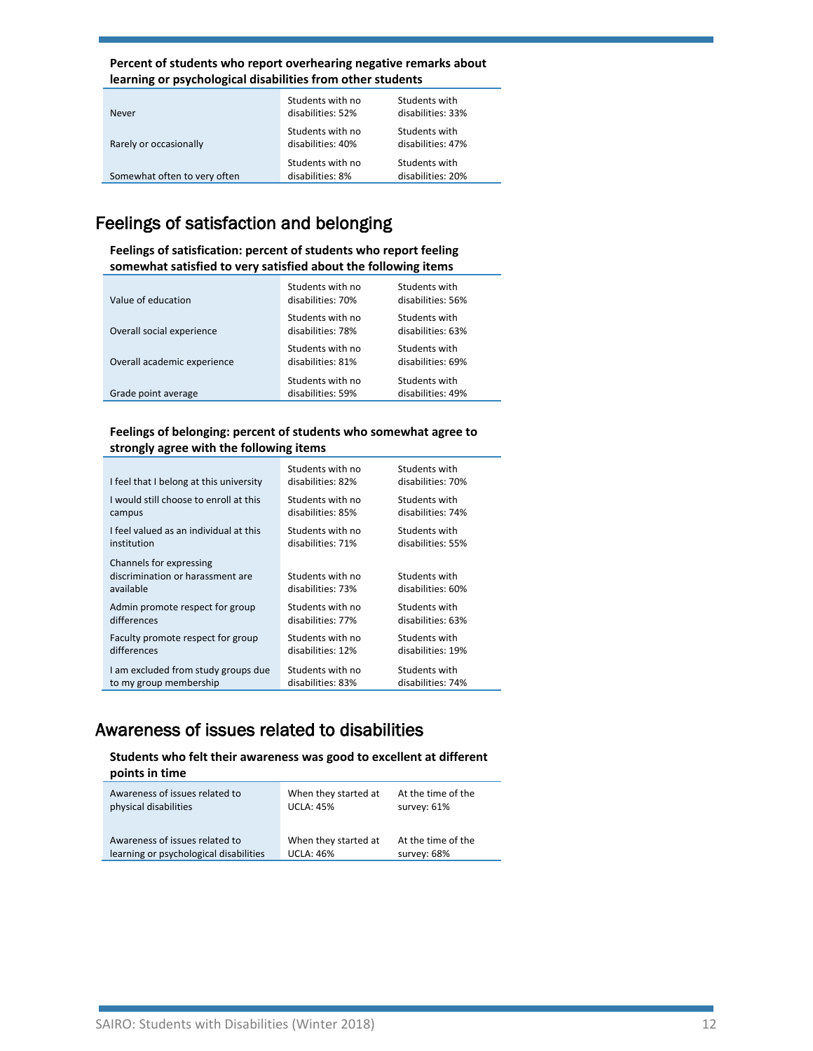**Percent of students who report overhearing negative remarks about learning or psychological disabilities from other students**

| | | |
|---|---|---|
| Never | Students with no disabilities: 52% | Students with disabilities: 33% |
| Rarely or occasionally | Students with no disabilities: 40% | Students with disabilities: 47% |
| Somewhat often to very often | Students with no disabilities: 8% | Students with disabilities: 20% |

## Feelings of satisfaction and belonging

**Feelings of satisfication: percent of students who report feeling somewhat satisfied to very satisfied about the following items**

| | | |
|---|---|---|
| Value of education | Students with no disabilities: 70% | Students with disabilities: 56% |
| Overall social experience | Students with no disabilities: 78% | Students with disabilities: 63% |
| Overall academic experience | Students with no disabilities: 81% | Students with disabilities: 69% |
| Grade point average | Students with no disabilities: 59% | Students with disabilities: 49% |

**Feelings of belonging: percent of students who somewhat agree to strongly agree with the following items**

| | | |
|---|---|---|
| I feel that I belong at this university | Students with no disabilities: 82% | Students with disabilities: 70% |
| I would still choose to enroll at this campus | Students with no disabilities: 85% | Students with disabilities: 74% |
| I feel valued as an individual at this institution | Students with no disabilities: 71% | Students with disabilities: 55% |
| Channels for expressing discrimination or harassment are available | Students with no disabilities: 73% | Students with disabilities: 60% |
| Admin promote respect for group differences | Students with no disabilities: 77% | Students with disabilities: 63% |
| Faculty promote respect for group differences | Students with no disabilities: 12% | Students with disabilities: 19% |
| I am excluded from study groups due to my group membership | Students with no disabilities: 83% | Students with disabilities: 74% |

## Awareness of issues related to disabilities

**Students who felt their awareness was good to excellent at different points in time**

| | | |
|---|---|---|
| Awareness of issues related to physical disabilities | When they started at UCLA: 45% | At the time of the survey: 61% |
| Awareness of issues related to learning or psychological disabilities | When they started at UCLA: 46% | At the time of the survey: 68% |